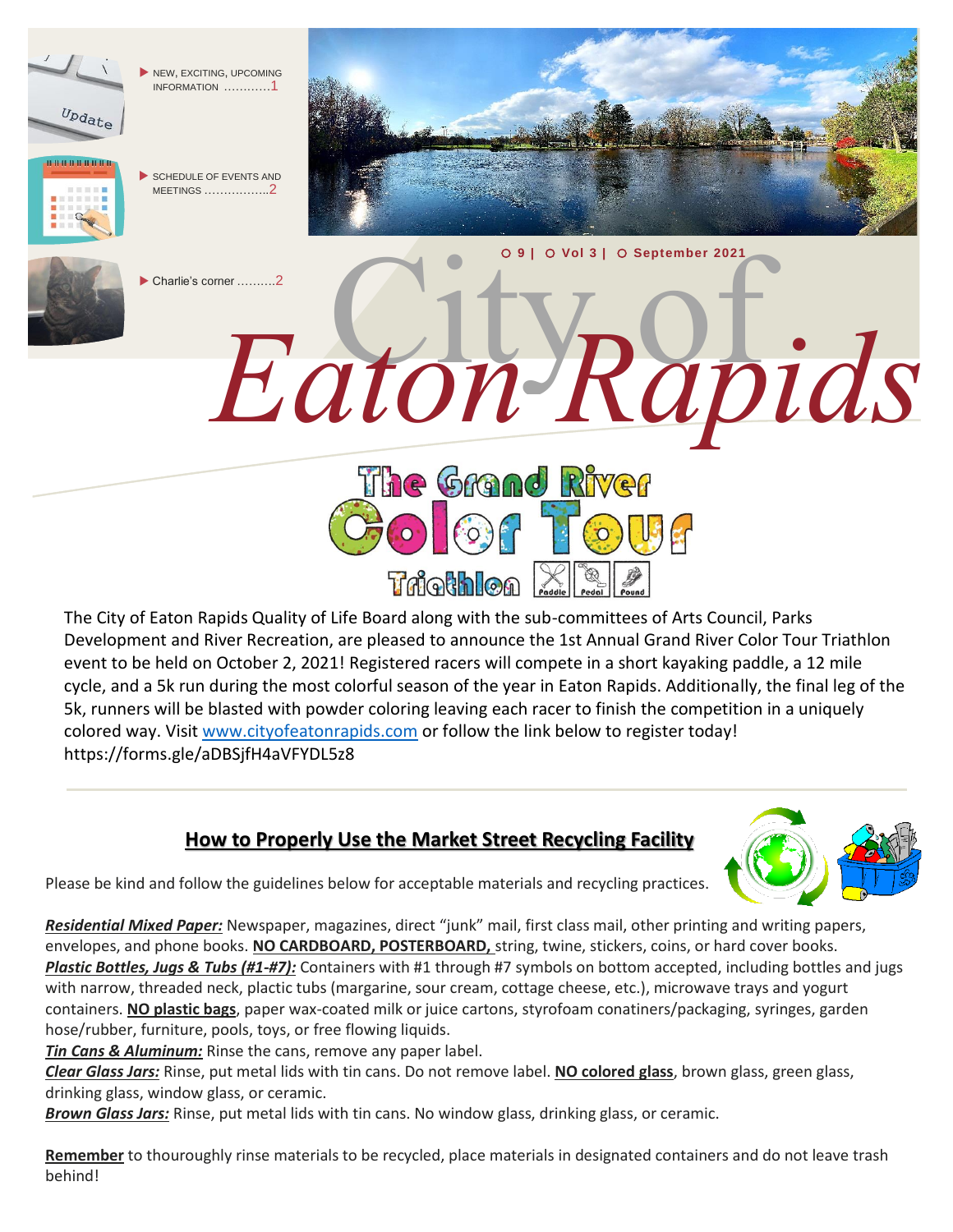- NEW, EXCITING, UPCOMING INFORMATION ............1
- SCHEDULE OF EVENTS AND MEETINGS ................2
- Charlie's corner ..........2

○ 9 | ○ Vol 3 | ○ September 2021

# City of *Eaton Rapids*

## The Grand River Color Tour Triathlon

Paddle · Pedal · Pound

The City of Eaton Rapids Quality of Life Board along with the sub-committees of Arts Council, Parks Development and River Recreation, are pleased to announce the 1st Annual Grand River Color Tour Triathlon event to be held on October 2, 2021! Registered racers will compete in a short kayaking paddle, a 12 mile cycle, and a 5k run during the most colorful season of the year in Eaton Rapids. Additionally, the final leg of the 5k, runners will be blasted with powder coloring leaving each racer to finish the competition in a uniquely colored way. Visit www.cityofeatonrapids.com or follow the link below to register today! https://forms.gle/aDBSjfH4aVFYDL5z8

## How to Properly Use the Market Street Recycling Facility

Please be kind and follow the guidelines below for acceptable materials and recycling practices.

***Residential Mixed Paper:*** Newspaper, magazines, direct "junk" mail, first class mail, other printing and writing papers, envelopes, and phone books. **NO CARDBOARD, POSTERBOARD,** string, twine, stickers, coins, or hard cover books.
***Plastic Bottles, Jugs & Tubs (#1-#7):*** Containers with #1 through #7 symbols on bottom accepted, including bottles and jugs with narrow, threaded neck, plactic tubs (margarine, sour cream, cottage cheese, etc.), microwave trays and yogurt containers. **NO plastic bags**, paper wax-coated milk or juice cartons, styrofoam conatiners/packaging, syringes, garden hose/rubber, furniture, pools, toys, or free flowing liquids.
***Tin Cans & Aluminum:*** Rinse the cans, remove any paper label.
***Clear Glass Jars:*** Rinse, put metal lids with tin cans. Do not remove label. **NO colored glass**, brown glass, green glass, drinking glass, window glass, or ceramic.
***Brown Glass Jars:*** Rinse, put metal lids with tin cans. No window glass, drinking glass, or ceramic.

**Remember** to thouroughly rinse materials to be recycled, place materials in designated containers and do not leave trash behind!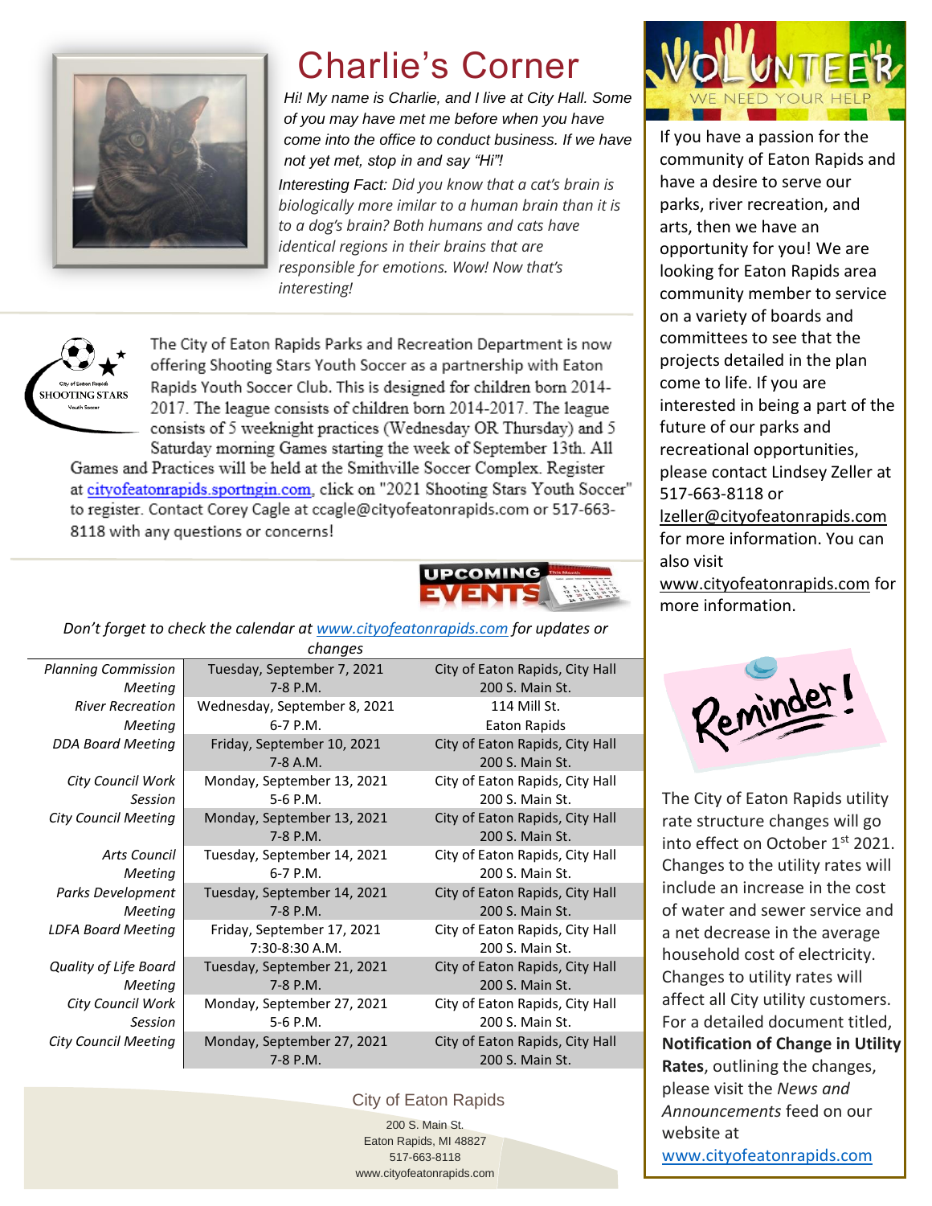# Charlie's Corner

*Hi! My name is Charlie, and I live at City Hall. Some of you may have met me before when you have come into the office to conduct business. If we have not yet met, stop in and say "Hi"!*

*Interesting Fact: Did you know that a cat's brain is biologically more imilar to a human brain than it is to a dog's brain? Both humans and cats have identical regions in their brains that are responsible for emotions. Wow! Now that's interesting!*

City of Eaton Rapids SHOOTING STARS Youth Soccer

The City of Eaton Rapids Parks and Recreation Department is now offering Shooting Stars Youth Soccer as a partnership with Eaton Rapids Youth Soccer Club. This is designed for children born 2014-2017. The league consists of children born 2014-2017. The league consists of 5 weeknight practices (Wednesday OR Thursday) and 5 Saturday morning Games starting the week of September 13th. All Games and Practices will be held at the Smithville Soccer Complex. Register at cityofeatonrapids.sportngin.com, click on "2021 Shooting Stars Youth Soccer" to register. Contact Corey Cagle at ccagle@cityofeatonrapids.com or 517-663-8118 with any questions or concerns!

## UPCOMING EVENTS

*Don't forget to check the calendar at www.cityofeatonrapids.com for updates or changes*

| | | |
|---|---|---|
| *Planning Commission Meeting* | Tuesday, September 7, 2021 7-8 P.M. | City of Eaton Rapids, City Hall 200 S. Main St. |
| *River Recreation Meeting* | Wednesday, September 8, 2021 6-7 P.M. | 114 Mill St. Eaton Rapids |
| *DDA Board Meeting* | Friday, September 10, 2021 7-8 A.M. | City of Eaton Rapids, City Hall 200 S. Main St. |
| *City Council Work Session* | Monday, September 13, 2021 5-6 P.M. | City of Eaton Rapids, City Hall 200 S. Main St. |
| *City Council Meeting* | Monday, September 13, 2021 7-8 P.M. | City of Eaton Rapids, City Hall 200 S. Main St. |
| *Arts Council Meeting* | Tuesday, September 14, 2021 6-7 P.M. | City of Eaton Rapids, City Hall 200 S. Main St. |
| *Parks Development Meeting* | Tuesday, September 14, 2021 7-8 P.M. | City of Eaton Rapids, City Hall 200 S. Main St. |
| *LDFA Board Meeting* | Friday, September 17, 2021 7:30-8:30 A.M. | City of Eaton Rapids, City Hall 200 S. Main St. |
| *Quality of Life Board Meeting* | Tuesday, September 21, 2021 7-8 P.M. | City of Eaton Rapids, City Hall 200 S. Main St. |
| *City Council Work Session* | Monday, September 27, 2021 5-6 P.M. | City of Eaton Rapids, City Hall 200 S. Main St. |
| *City Council Meeting* | Monday, September 27, 2021 7-8 P.M. | City of Eaton Rapids, City Hall 200 S. Main St. |

City of Eaton Rapids
200 S. Main St.
Eaton Rapids, MI 48827
517-663-8118
www.cityofeatonrapids.com

## VOLUNTEER
WE NEED YOUR HELP

If you have a passion for the community of Eaton Rapids and have a desire to serve our parks, river recreation, and arts, then we have an opportunity for you! We are looking for Eaton Rapids area community member to service on a variety of boards and committees to see that the projects detailed in the plan come to life. If you are interested in being a part of the future of our parks and recreational opportunities, please contact Lindsey Zeller at 517-663-8118 or lzeller@cityofeatonrapids.com for more information. You can also visit www.cityofeatonrapids.com for more information.

## Reminder!

The City of Eaton Rapids utility rate structure changes will go into effect on October 1st 2021. Changes to the utility rates will include an increase in the cost of water and sewer service and a net decrease in the average household cost of electricity. Changes to utility rates will affect all City utility customers. For a detailed document titled, **Notification of Change in Utility Rates**, outlining the changes, please visit the *News and Announcements* feed on our website at www.cityofeatonrapids.com